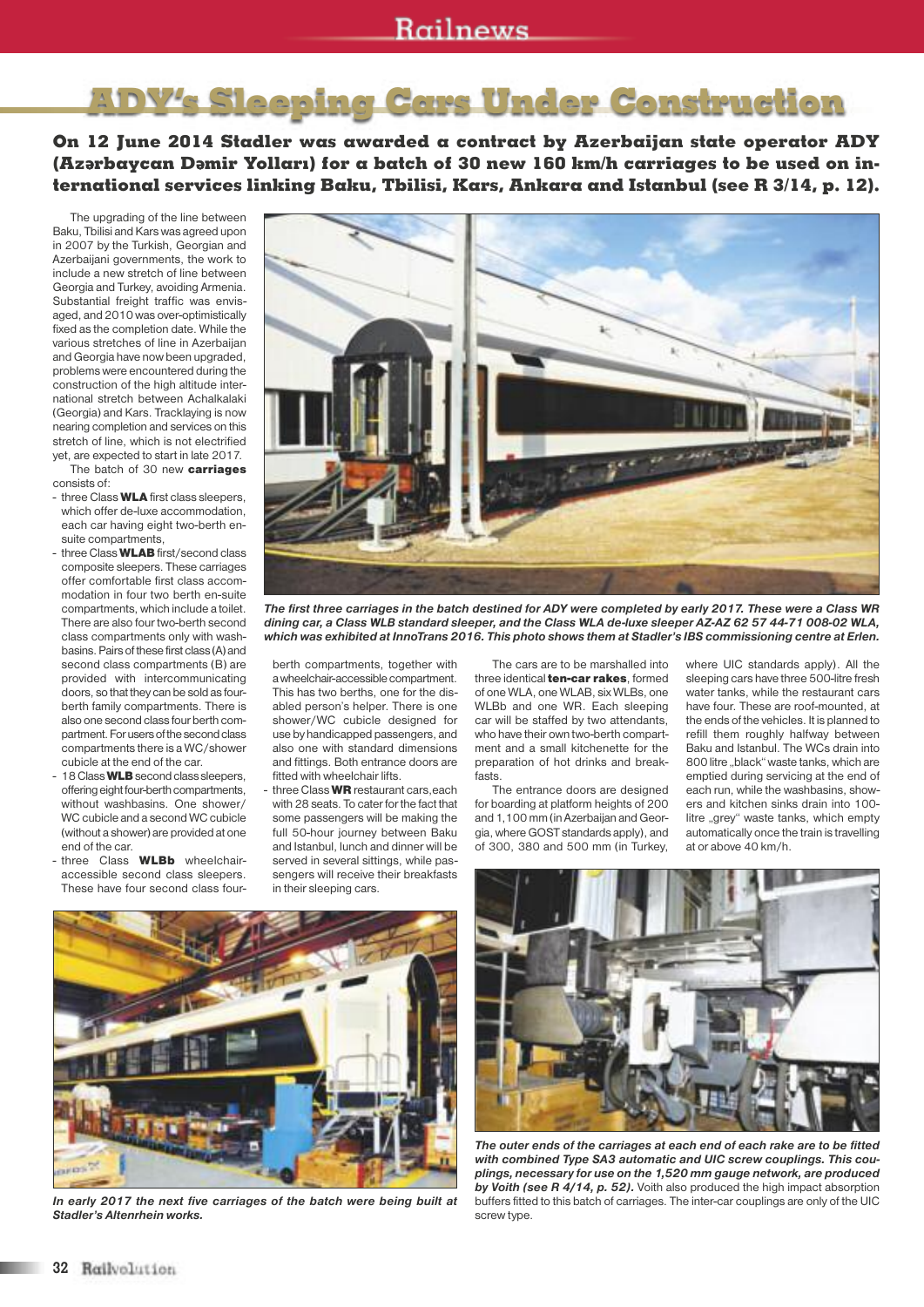# ADY's Sleeping Cars Under Construction

**On 12 June 2014 Stadler was awarded a contract by Azerbaijan state operator ADY (Azərbaycan Dəmir Yolları) for a batch of 30 new 160 km/h carriages to be used on international services linking Baku, Tbilisi, Kars, Ankara and Istanbul (see R 3/14, p. 12).**

The upgrading of the line between Baku, Tbilisi and Kars was agreed upon in 2007 by the Turkish, Georgian and Azerbaijani governments, the work to include a new stretch of line between Georgia and Turkey, avoiding Armenia. Substantial freight traffic was envisaged, and 2010 was over-optimistically fixed as the completion date. While the various stretches of line in Azerbaijan and Georgia have now been upgraded, problems were encountered during the construction of the high altitude international stretch between Achalkalaki (Georgia) and Kars. Tracklaying is now nearing completion and services on this stretch of line, which is not electrified yet, are expected to start in late 2017.

The batch of 30 new **carriages** consists of:

- three Class **WLA** first class sleepers, which offer de-luxe accommodation, each car having eight two-berth en-suite compartments,
- three Class **WLAB** first/second class composite sleepers. These carriages offer comfortable first class accommodation in four two berth en-suite compartments, which include a toilet. There are also four two-berth second class compartments only with washbasins. Pairs of these first class (A) and second class compartments (B) are provided with intercommunicating doors, so that they can be sold as four-berth family compartments. There is also one second class four berth compartment. For users of the second class compartments there is a WC/shower cubicle at the end of the car.
- 18 Class **WLB** second class sleepers, offering eight four-berth compartments, without washbasins. One shower/WC cubicle and a second WC cubicle (without a shower) are provided at one end of the car.
- three Class **WLBb** wheelchair-accessible second class sleepers. These have four second class four-berth compartments, together with a wheelchair-accessible compartment. This has two berths, one for the disabled person's helper. There is one shower/WC cubicle designed for use by handicapped passengers, and also one with standard dimensions and fittings. Both entrance doors are fitted with wheelchair lifts.
- three Class **WR** restaurant cars, each with 28 seats. To cater for the fact that some passengers will be making the full 50-hour journey between Baku and Istanbul, lunch and dinner will be served in several sittings, while passengers will receive their breakfasts in their sleeping cars.

*The first three carriages in the batch destined for ADY were completed by early 2017. These were a Class WR dining car, a Class WLB standard sleeper, and the Class WLA de-luxe sleeper AZ-AZ 62 57 44-71 008-02 WLA, which was exhibited at InnoTrans 2016. This photo shows them at Stadler's IBS commissioning centre at Erlen.*

The cars are to be marshalled into three identical **ten-car rakes**, formed of one WLA, one WLAB, six WLBs, one WLBb and one WR. Each sleeping car will be staffed by two attendants, who have their own two-berth compartment and a small kitchenette for the preparation of hot drinks and breakfasts.

The entrance doors are designed for boarding at platform heights of 200 and 1,100 mm (in Azerbaijan and Georgia, where GOST standards apply), and of 300, 380 and 500 mm (in Turkey, where UIC standards apply). All the sleeping cars have three 500-litre fresh water tanks, while the restaurant cars have four. These are roof-mounted, at the ends of the vehicles. It is planned to refill them roughly halfway between Baku and Istanbul. The WCs drain into 800 litre „black" waste tanks, which are emptied during servicing at the end of each run, while the washbasins, showers and kitchen sinks drain into 100-litre „grey" waste tanks, which empty automatically once the train is travelling at or above 40 km/h.

*In early 2017 the next five carriages of the batch were being built at Stadler's Altenrhein works.*

***The outer ends of the carriages at each end of each rake are to be fitted with combined Type SA3 automatic and UIC screw couplings. This couplings, necessary for use on the 1,520 mm gauge network, are produced by Voith (see R 4/14, p. 52).*** Voith also produced the high impact absorption buffers fitted to this batch of carriages. The inter-car couplings are only of the UIC screw type.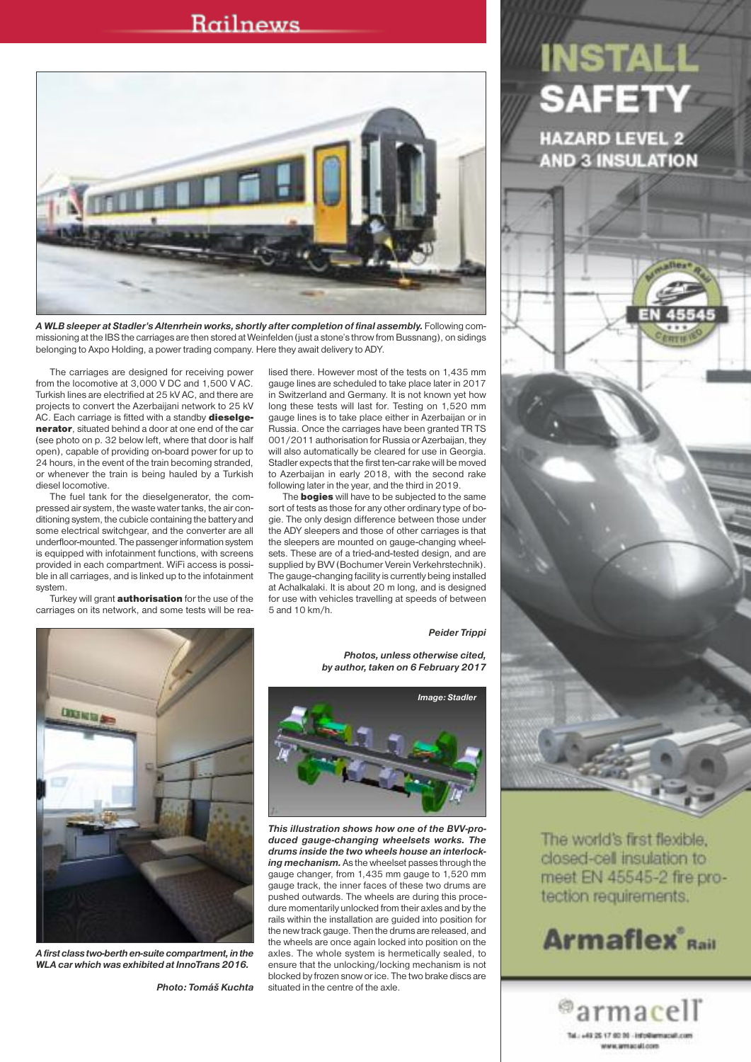***A WLB sleeper at Stadler's Altenrhein works, shortly after completion of final assembly.*** Following commissioning at the IBS the carriages are then stored at Weinfelden (just a stone's throw from Bussnang), on sidings belonging to Axpo Holding, a power trading company. Here they await delivery to ADY.

The carriages are designed for receiving power from the locomotive at 3,000 V DC and 1,500 V AC. Turkish lines are electrified at 25 kV AC, and there are projects to convert the Azerbaijani network to 25 kV AC. Each carriage is fitted with a standby **dieselgenerator**, situated behind a door at one end of the car (see photo on p. 32 below left, where that door is half open), capable of providing on-board power for up to 24 hours, in the event of the train becoming stranded, or whenever the train is being hauled by a Turkish diesel locomotive.

The fuel tank for the dieselgenerator, the compressed air system, the waste water tanks, the air conditioning system, the cubicle containing the battery and some electrical switchgear, and the converter are all underfloor-mounted. The passenger information system is equipped with infotainment functions, with screens provided in each compartment. WiFi access is possible in all carriages, and is linked up to the infotainment system.

Turkey will grant **authorisation** for the use of the carriages on its network, and some tests will be realised there. However most of the tests on 1,435 mm gauge lines are scheduled to take place later in 2017 in Switzerland and Germany. It is not known yet how long these tests will last for. Testing on 1,520 mm gauge lines is to take place either in Azerbaijan or in Russia. Once the carriages have been granted TR TS 001/2011 authorisation for Russia or Azerbaijan, they will also automatically be cleared for use in Georgia. Stadler expects that the first ten-car rake will be moved to Azerbaijan in early 2018, with the second rake following later in the year, and the third in 2019.

The **bogies** will have to be subjected to the same sort of tests as those for any other ordinary type of bogie. The only design difference between those under the ADY sleepers and those of other carriages is that the sleepers are mounted on gauge-changing wheelsets. These are of a tried-and-tested design, and are supplied by BVV (Bochumer Verein Verkehrstechnik). The gauge-changing facility is currently being installed at Achalkalaki. It is about 20 m long, and is designed for use with vehicles travelling at speeds of between 5 and 10 km/h.

***Peider Trippi***

***Photos, unless otherwise cited, by author, taken on 6 February 2017***

***A first class two-berth en-suite compartment, in the WLA car which was exhibited at InnoTrans 2016.***

***Photo: Tomáš Kuchta***

***Image: Stadler***

***This illustration shows how one of the BVV-produced gauge-changing wheelsets works. The drums inside the two wheels house an interlocking mechanism.*** As the wheelset passes through the gauge changer, from 1,435 mm gauge to 1,520 mm gauge track, the inner faces of these two drums are pushed outwards. The wheels are during this procedure momentarily unlocked from their axles and by the rails within the installation are guided into position for the new track gauge. Then the drums are released, and the wheels are once again locked into position on the axles. The whole system is hermetically sealed, to ensure that the unlocking/locking mechanism is not blocked by frozen snow or ice. The two brake discs are situated in the centre of the axle.

# INSTALL SAFETY

## HAZARD LEVEL 2 AND 3 INSULATION

EN 45545

The world's first flexible, closed-cell insulation to meet EN 45545-2 fire protection requirements.

Armaflex® Rail

armacell